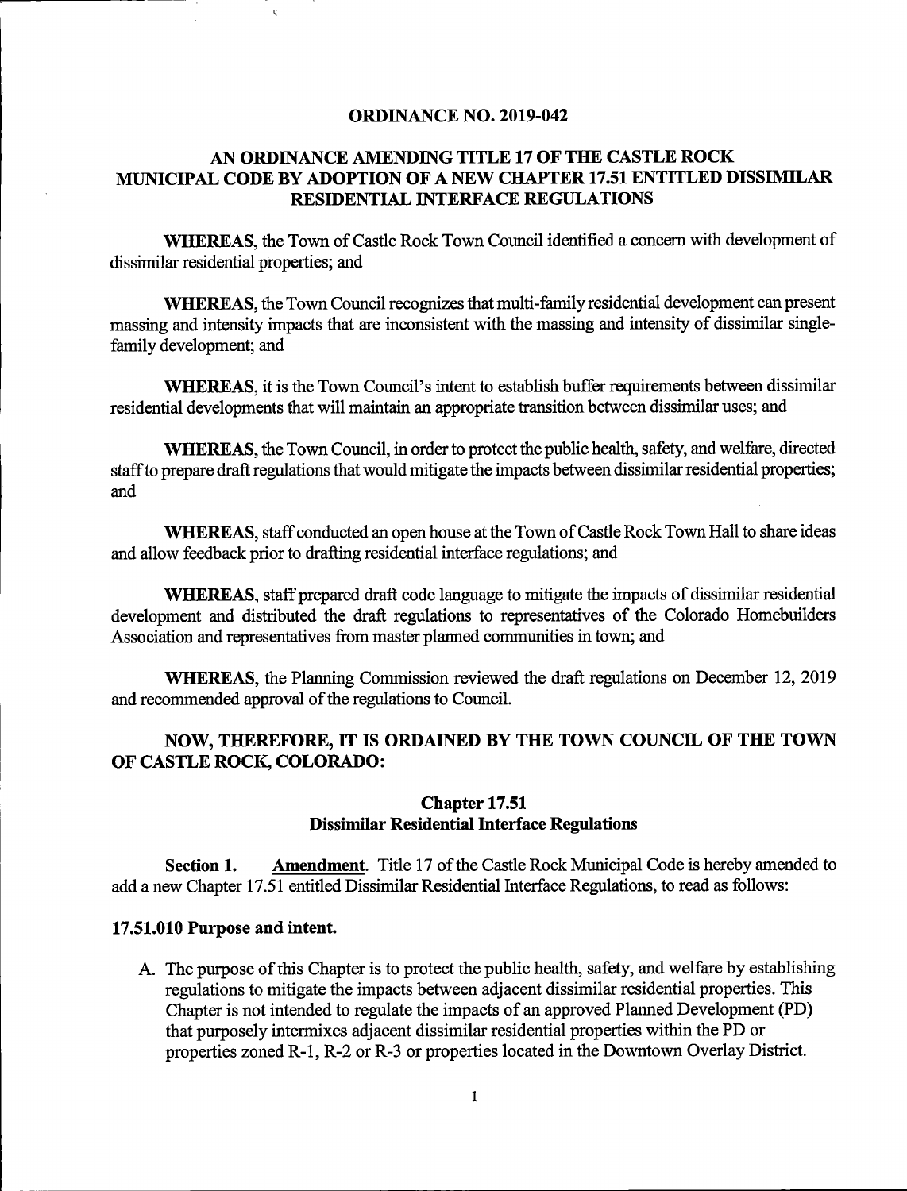# ORDINANCE NO. 2019-042

## AN ORDINANCE AMENDING TITLE 17 OF THE CASTLE ROCK MUNICIPAL CODE BY ADOPTION OF A NEW CHAPTER 17.51 ENTITLED DISSIMILAR RESIDENTIAL INTERFACE REGULATIONS

**WHEREAS,** the Town of Castle Rock Town Council identified a concern with development of dissimilar residential properties; and

**WHEREAS,** the Town Council recognizes that multi-family residential development can present massing and intensity impacts that are inconsistent with the massing and intensity of dissimilar single-family development; and

**WHEREAS,** it is the Town Council's intent to establish buffer requirements between dissimilar residential developments that will maintain an appropriate transition between dissimilar uses; and

**WHEREAS,** the Town Council, in order to protect the public health, safety, and welfare, directed staff to prepare draft regulations that would mitigate the impacts between dissimilar residential properties; and

**WHEREAS,** staff conducted an open house at the Town of Castle Rock Town Hall to share ideas and allow feedback prior to drafting residential interface regulations; and

**WHEREAS,** staff prepared draft code language to mitigate the impacts of dissimilar residential development and distributed the draft regulations to representatives of the Colorado Homebuilders Association and representatives from master planned communities in town; and

**WHEREAS,** the Planning Commission reviewed the draft regulations on December 12, 2019 and recommended approval of the regulations to Council.

**NOW, THEREFORE, IT IS ORDAINED BY THE TOWN COUNCIL OF THE TOWN OF CASTLE ROCK, COLORADO:**

### Chapter 17.51
### Dissimilar Residential Interface Regulations

**Section 1.** **Amendment**. Title 17 of the Castle Rock Municipal Code is hereby amended to add a new Chapter 17.51 entitled Dissimilar Residential Interface Regulations, to read as follows:

### 17.51.010 Purpose and intent.

A. The purpose of this Chapter is to protect the public health, safety, and welfare by establishing regulations to mitigate the impacts between adjacent dissimilar residential properties. This Chapter is not intended to regulate the impacts of an approved Planned Development (PD) that purposely intermixes adjacent dissimilar residential properties within the PD or properties zoned R-1, R-2 or R-3 or properties located in the Downtown Overlay District.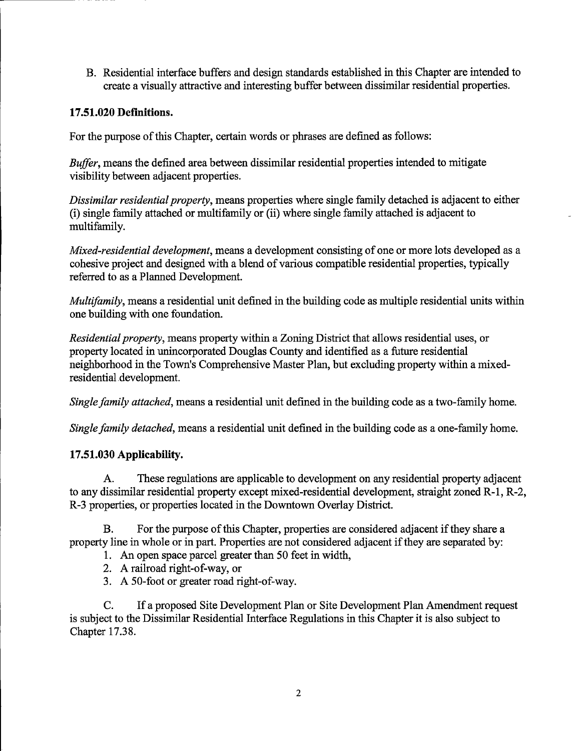B. Residential interface buffers and design standards established in this Chapter are intended to create a visually attractive and interesting buffer between dissimilar residential properties.

### 17.51.020 Definitions.

For the purpose of this Chapter, certain words or phrases are defined as follows:

*Buffer*, means the defined area between dissimilar residential properties intended to mitigate visibility between adjacent properties.

*Dissimilar residential property*, means properties where single family detached is adjacent to either (i) single family attached or multifamily or (ii) where single family attached is adjacent to multifamily.

*Mixed-residential development*, means a development consisting of one or more lots developed as a cohesive project and designed with a blend of various compatible residential properties, typically referred to as a Planned Development.

*Multifamily*, means a residential unit defined in the building code as multiple residential units within one building with one foundation.

*Residential property*, means property within a Zoning District that allows residential uses, or property located in unincorporated Douglas County and identified as a future residential neighborhood in the Town's Comprehensive Master Plan, but excluding property within a mixed-residential development.

*Single family attached*, means a residential unit defined in the building code as a two-family home.

*Single family detached*, means a residential unit defined in the building code as a one-family home.

### 17.51.030 Applicability.

A. These regulations are applicable to development on any residential property adjacent to any dissimilar residential property except mixed-residential development, straight zoned R-1, R-2, R-3 properties, or properties located in the Downtown Overlay District.

B. For the purpose of this Chapter, properties are considered adjacent if they share a property line in whole or in part. Properties are not considered adjacent if they are separated by:

1. An open space parcel greater than 50 feet in width,
2. A railroad right-of-way, or
3. A 50-foot or greater road right-of-way.

C. If a proposed Site Development Plan or Site Development Plan Amendment request is subject to the Dissimilar Residential Interface Regulations in this Chapter it is also subject to Chapter 17.38.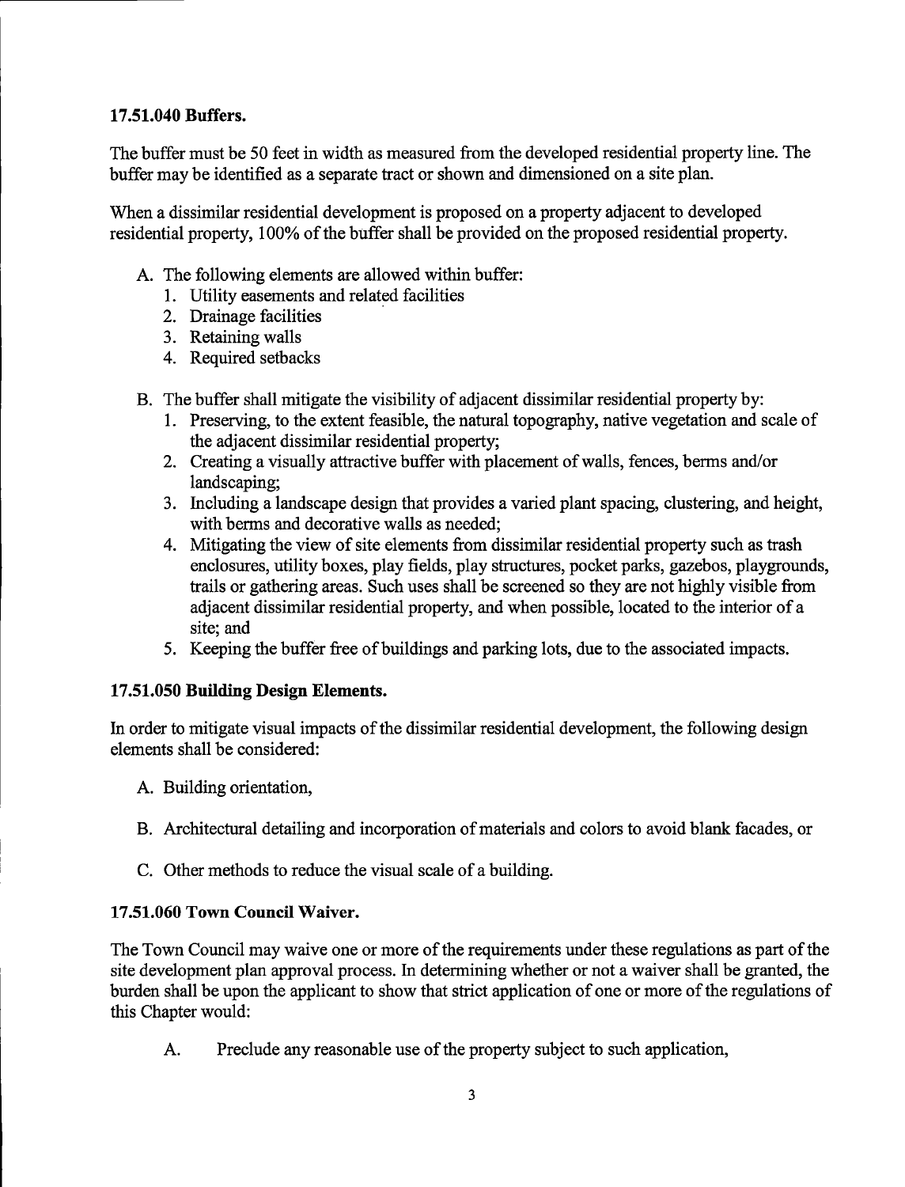### 17.51.040 Buffers.

The buffer must be 50 feet in width as measured from the developed residential property line. The buffer may be identified as a separate tract or shown and dimensioned on a site plan.

When a dissimilar residential development is proposed on a property adjacent to developed residential property, 100% of the buffer shall be provided on the proposed residential property.

A. The following elements are allowed within buffer:
   1. Utility easements and related facilities
   2. Drainage facilities
   3. Retaining walls
   4. Required setbacks

B. The buffer shall mitigate the visibility of adjacent dissimilar residential property by:
   1. Preserving, to the extent feasible, the natural topography, native vegetation and scale of the adjacent dissimilar residential property;
   2. Creating a visually attractive buffer with placement of walls, fences, berms and/or landscaping;
   3. Including a landscape design that provides a varied plant spacing, clustering, and height, with berms and decorative walls as needed;
   4. Mitigating the view of site elements from dissimilar residential property such as trash enclosures, utility boxes, play fields, play structures, pocket parks, gazebos, playgrounds, trails or gathering areas. Such uses shall be screened so they are not highly visible from adjacent dissimilar residential property, and when possible, located to the interior of a site; and
   5. Keeping the buffer free of buildings and parking lots, due to the associated impacts.

### 17.51.050 Building Design Elements.

In order to mitigate visual impacts of the dissimilar residential development, the following design elements shall be considered:

A. Building orientation,

B. Architectural detailing and incorporation of materials and colors to avoid blank facades, or

C. Other methods to reduce the visual scale of a building.

### 17.51.060 Town Council Waiver.

The Town Council may waive one or more of the requirements under these regulations as part of the site development plan approval process. In determining whether or not a waiver shall be granted, the burden shall be upon the applicant to show that strict application of one or more of the regulations of this Chapter would:

A. Preclude any reasonable use of the property subject to such application,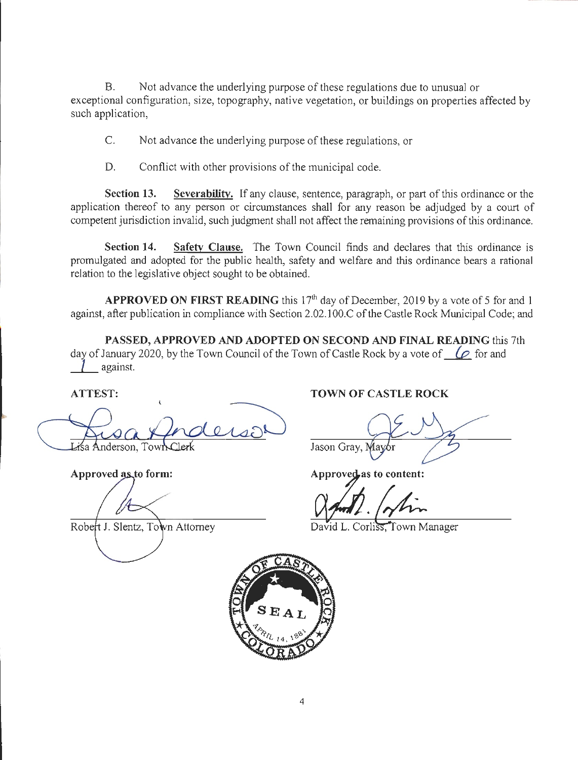B. Not advance the underlying purpose of these regulations due to unusual or exceptional configuration, size, topography, native vegetation, or buildings on properties affected by such application,

C. Not advance the underlying purpose of these regulations, or

D. Conflict with other provisions of the municipal code.

**Section 13.** **Severability.** If any clause, sentence, paragraph, or part of this ordinance or the application thereof to any person or circumstances shall for any reason be adjudged by a court of competent jurisdiction invalid, such judgment shall not affect the remaining provisions of this ordinance.

**Section 14.** **Safety Clause.** The Town Council finds and declares that this ordinance is promulgated and adopted for the public health, safety and welfare and this ordinance bears a rational relation to the legislative object sought to be obtained.

**APPROVED ON FIRST READING** this 17th day of December, 2019 by a vote of 5 for and 1 against, after publication in compliance with Section 2.02.100.C of the Castle Rock Municipal Code; and

**PASSED, APPROVED AND ADOPTED ON SECOND AND FINAL READING** this 7th day of January 2020, by the Town Council of the Town of Castle Rock by a vote of 6 for and 1 against.

**ATTEST:**

Lisa Anderson, Town Clerk

**TOWN OF CASTLE ROCK**

Jason Gray, Mayor

**Approved as to form:**

Robert J. Slentz, Town Attorney

**Approved as to content:**

David L. Corliss, Town Manager

TOWN OF CASTLE ROCK SEAL APRIL 14, 1881 COLORADO